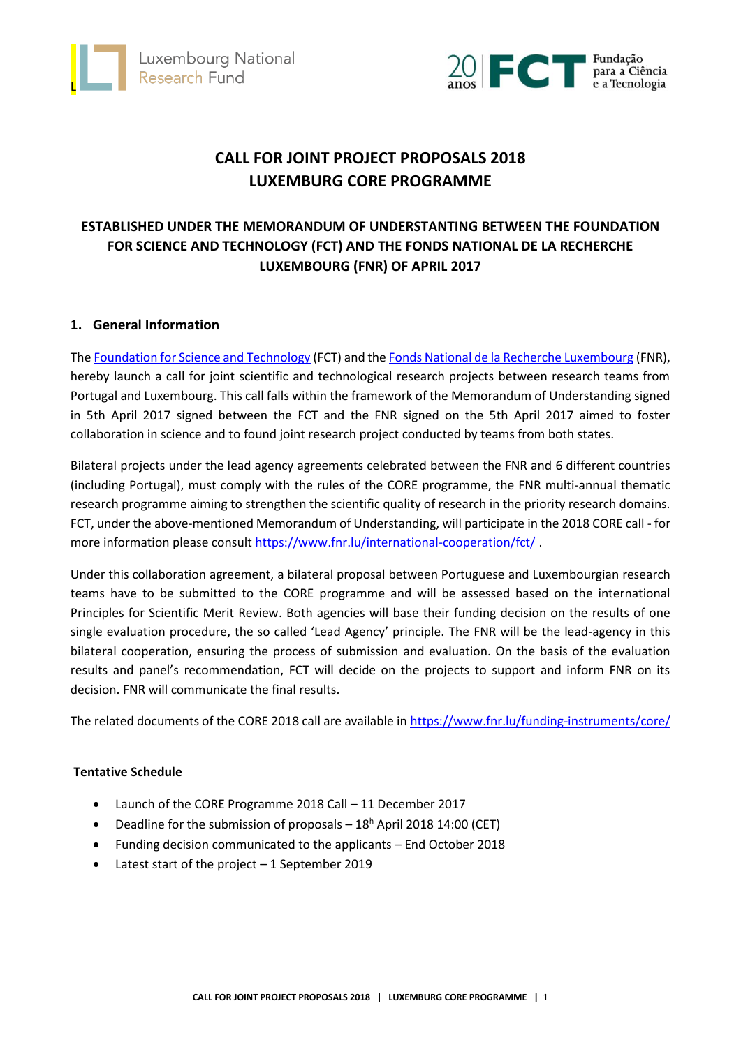Luxembourg National Research Fund

20 anos FCT Fundação para a Ciência e a Tecnologia

# CALL FOR JOINT PROJECT PROPOSALS 2018
# LUXEMBURG CORE PROGRAMME

## ESTABLISHED UNDER THE MEMORANDUM OF UNDERSTANTING BETWEEN THE FOUNDATION FOR SCIENCE AND TECHNOLOGY (FCT) AND THE FONDS NATIONAL DE LA RECHERCHE LUXEMBOURG (FNR) OF APRIL 2017

## 1. General Information

The Foundation for Science and Technology (FCT) and the Fonds National de la Recherche Luxembourg (FNR), hereby launch a call for joint scientific and technological research projects between research teams from Portugal and Luxembourg. This call falls within the framework of the Memorandum of Understanding signed in 5th April 2017 signed between the FCT and the FNR signed on the 5th April 2017 aimed to foster collaboration in science and to found joint research project conducted by teams from both states.

Bilateral projects under the lead agency agreements celebrated between the FNR and 6 different countries (including Portugal), must comply with the rules of the CORE programme, the FNR multi-annual thematic research programme aiming to strengthen the scientific quality of research in the priority research domains. FCT, under the above-mentioned Memorandum of Understanding, will participate in the 2018 CORE call - for more information please consult https://www.fnr.lu/international-cooperation/fct/ .

Under this collaboration agreement, a bilateral proposal between Portuguese and Luxembourgian research teams have to be submitted to the CORE programme and will be assessed based on the international Principles for Scientific Merit Review. Both agencies will base their funding decision on the results of one single evaluation procedure, the so called 'Lead Agency' principle. The FNR will be the lead-agency in this bilateral cooperation, ensuring the process of submission and evaluation. On the basis of the evaluation results and panel's recommendation, FCT will decide on the projects to support and inform FNR on its decision. FNR will communicate the final results.

The related documents of the CORE 2018 call are available in https://www.fnr.lu/funding-instruments/core/

**Tentative Schedule**

- Launch of the CORE Programme 2018 Call – 11 December 2017
- Deadline for the submission of proposals – 18th April 2018 14:00 (CET)
- Funding decision communicated to the applicants – End October 2018
- Latest start of the project – 1 September 2019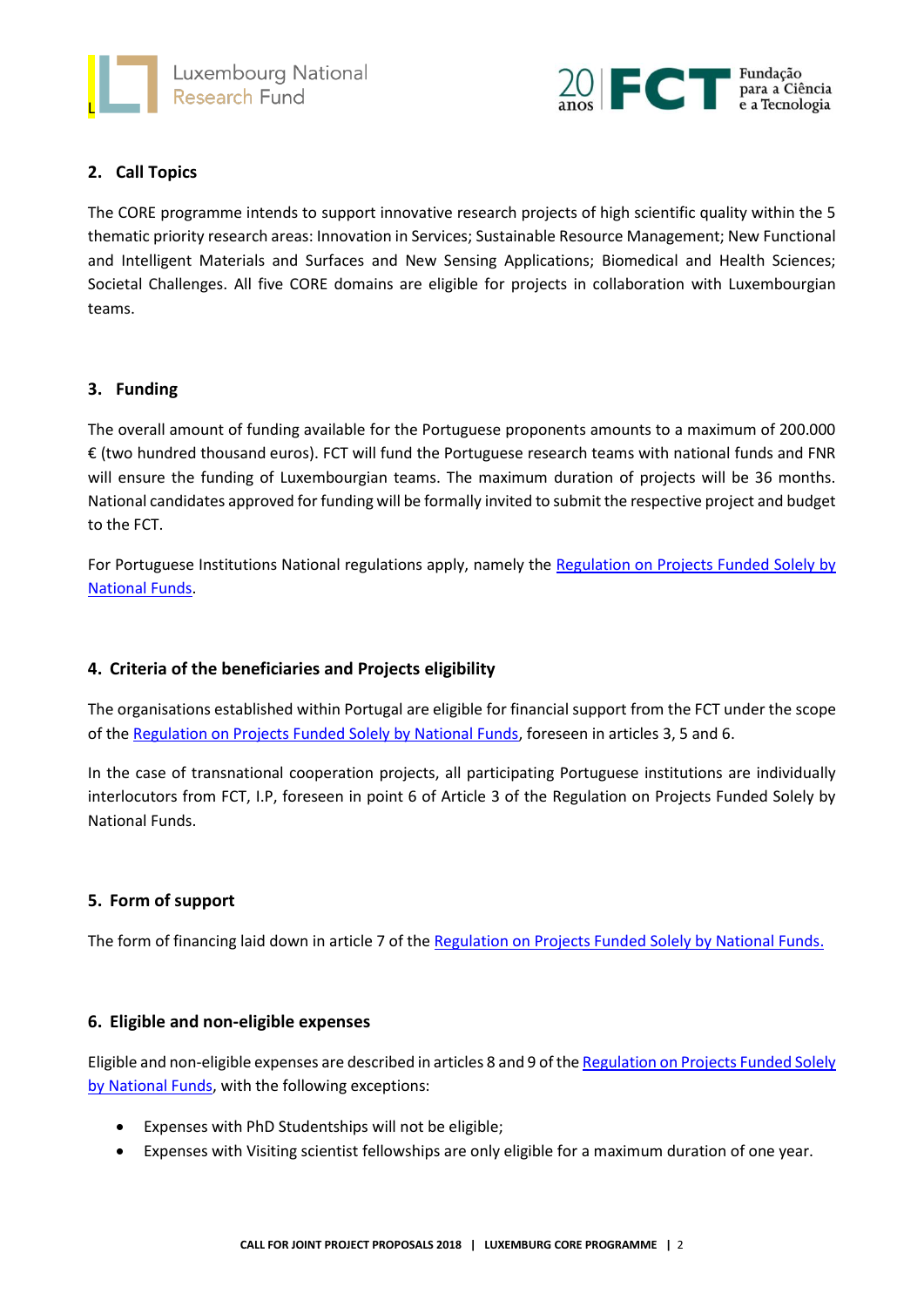## 2. Call Topics

The CORE programme intends to support innovative research projects of high scientific quality within the 5 thematic priority research areas: Innovation in Services; Sustainable Resource Management; New Functional and Intelligent Materials and Surfaces and New Sensing Applications; Biomedical and Health Sciences; Societal Challenges. All five CORE domains are eligible for projects in collaboration with Luxembourgian teams.

## 3. Funding

The overall amount of funding available for the Portuguese proponents amounts to a maximum of 200.000 € (two hundred thousand euros). FCT will fund the Portuguese research teams with national funds and FNR will ensure the funding of Luxembourgian teams. The maximum duration of projects will be 36 months. National candidates approved for funding will be formally invited to submit the respective project and budget to the FCT.

For Portuguese Institutions National regulations apply, namely the Regulation on Projects Funded Solely by National Funds.

## 4. Criteria of the beneficiaries and Projects eligibility

The organisations established within Portugal are eligible for financial support from the FCT under the scope of the Regulation on Projects Funded Solely by National Funds, foreseen in articles 3, 5 and 6.

In the case of transnational cooperation projects, all participating Portuguese institutions are individually interlocutors from FCT, I.P, foreseen in point 6 of Article 3 of the Regulation on Projects Funded Solely by National Funds.

## 5. Form of support

The form of financing laid down in article 7 of the Regulation on Projects Funded Solely by National Funds.

## 6. Eligible and non-eligible expenses

Eligible and non-eligible expenses are described in articles 8 and 9 of the Regulation on Projects Funded Solely by National Funds, with the following exceptions:

- Expenses with PhD Studentships will not be eligible;
- Expenses with Visiting scientist fellowships are only eligible for a maximum duration of one year.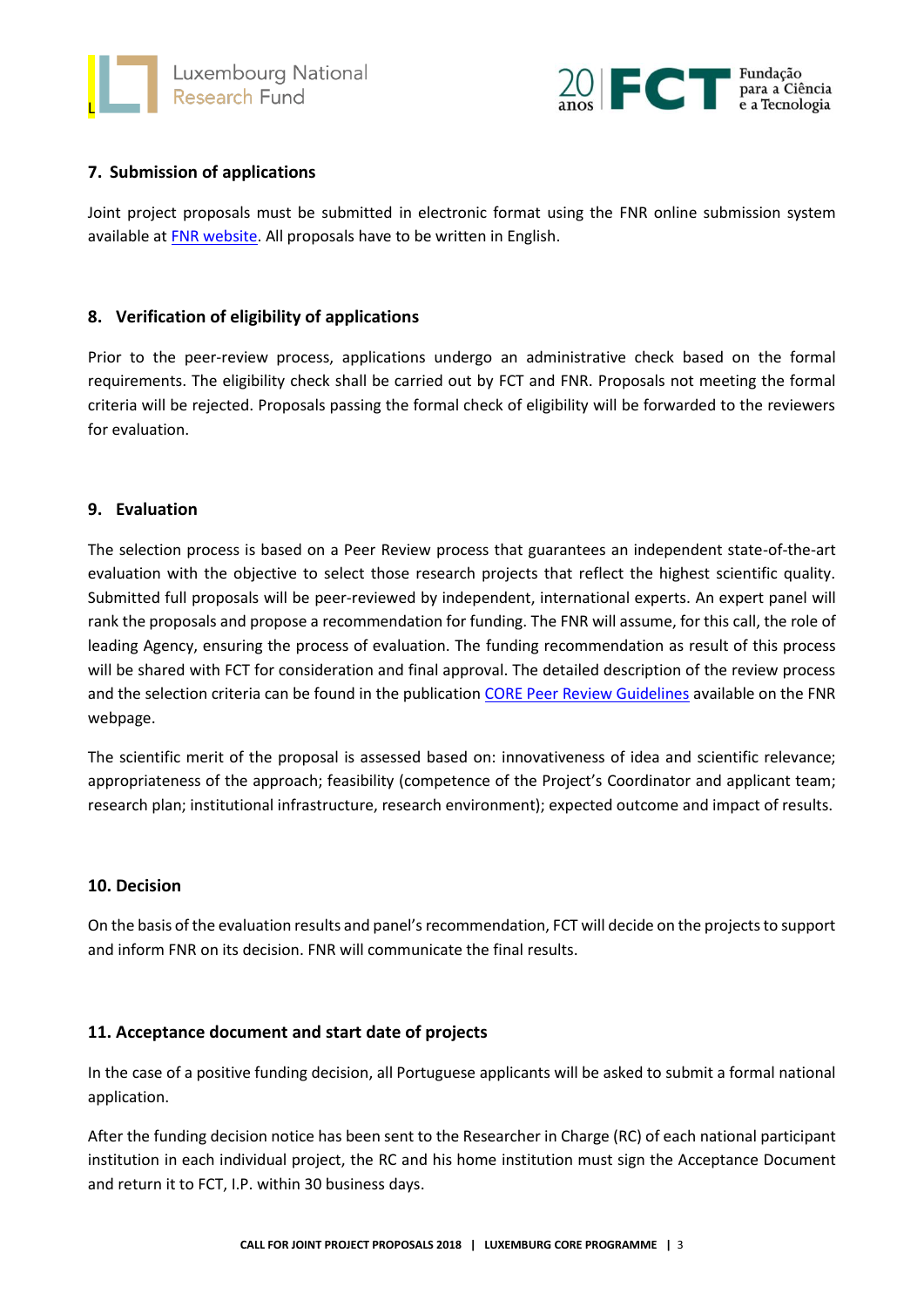## 7. Submission of applications

Joint project proposals must be submitted in electronic format using the FNR online submission system available at [FNR website](). All proposals have to be written in English.

## 8. Verification of eligibility of applications

Prior to the peer-review process, applications undergo an administrative check based on the formal requirements. The eligibility check shall be carried out by FCT and FNR. Proposals not meeting the formal criteria will be rejected. Proposals passing the formal check of eligibility will be forwarded to the reviewers for evaluation.

## 9. Evaluation

The selection process is based on a Peer Review process that guarantees an independent state-of-the-art evaluation with the objective to select those research projects that reflect the highest scientific quality. Submitted full proposals will be peer-reviewed by independent, international experts. An expert panel will rank the proposals and propose a recommendation for funding. The FNR will assume, for this call, the role of leading Agency, ensuring the process of evaluation. The funding recommendation as result of this process will be shared with FCT for consideration and final approval. The detailed description of the review process and the selection criteria can be found in the publication [CORE Peer Review Guidelines]() available on the FNR webpage.

The scientific merit of the proposal is assessed based on: innovativeness of idea and scientific relevance; appropriateness of the approach; feasibility (competence of the Project's Coordinator and applicant team; research plan; institutional infrastructure, research environment); expected outcome and impact of results.

## 10. Decision

On the basis of the evaluation results and panel's recommendation, FCT will decide on the projects to support and inform FNR on its decision. FNR will communicate the final results.

## 11. Acceptance document and start date of projects

In the case of a positive funding decision, all Portuguese applicants will be asked to submit a formal national application.

After the funding decision notice has been sent to the Researcher in Charge (RC) of each national participant institution in each individual project, the RC and his home institution must sign the Acceptance Document and return it to FCT, I.P. within 30 business days.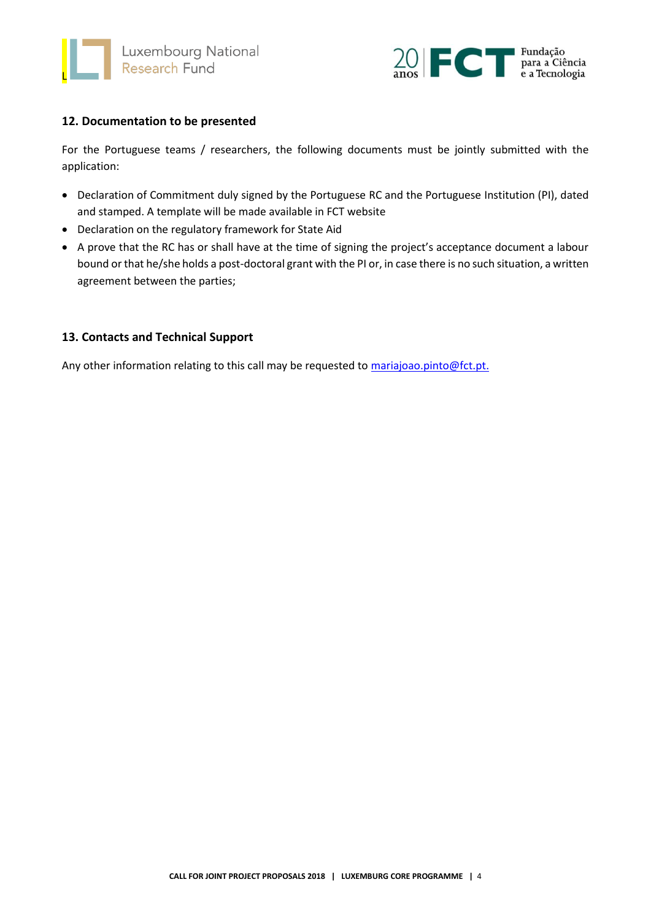## 12. Documentation to be presented

For the Portuguese teams / researchers, the following documents must be jointly submitted with the application:

- Declaration of Commitment duly signed by the Portuguese RC and the Portuguese Institution (PI), dated and stamped. A template will be made available in FCT website
- Declaration on the regulatory framework for State Aid
- A prove that the RC has or shall have at the time of signing the project's acceptance document a labour bound or that he/she holds a post-doctoral grant with the PI or, in case there is no such situation, a written agreement between the parties;

## 13. Contacts and Technical Support

Any other information relating to this call may be requested to mariajoao.pinto@fct.pt.